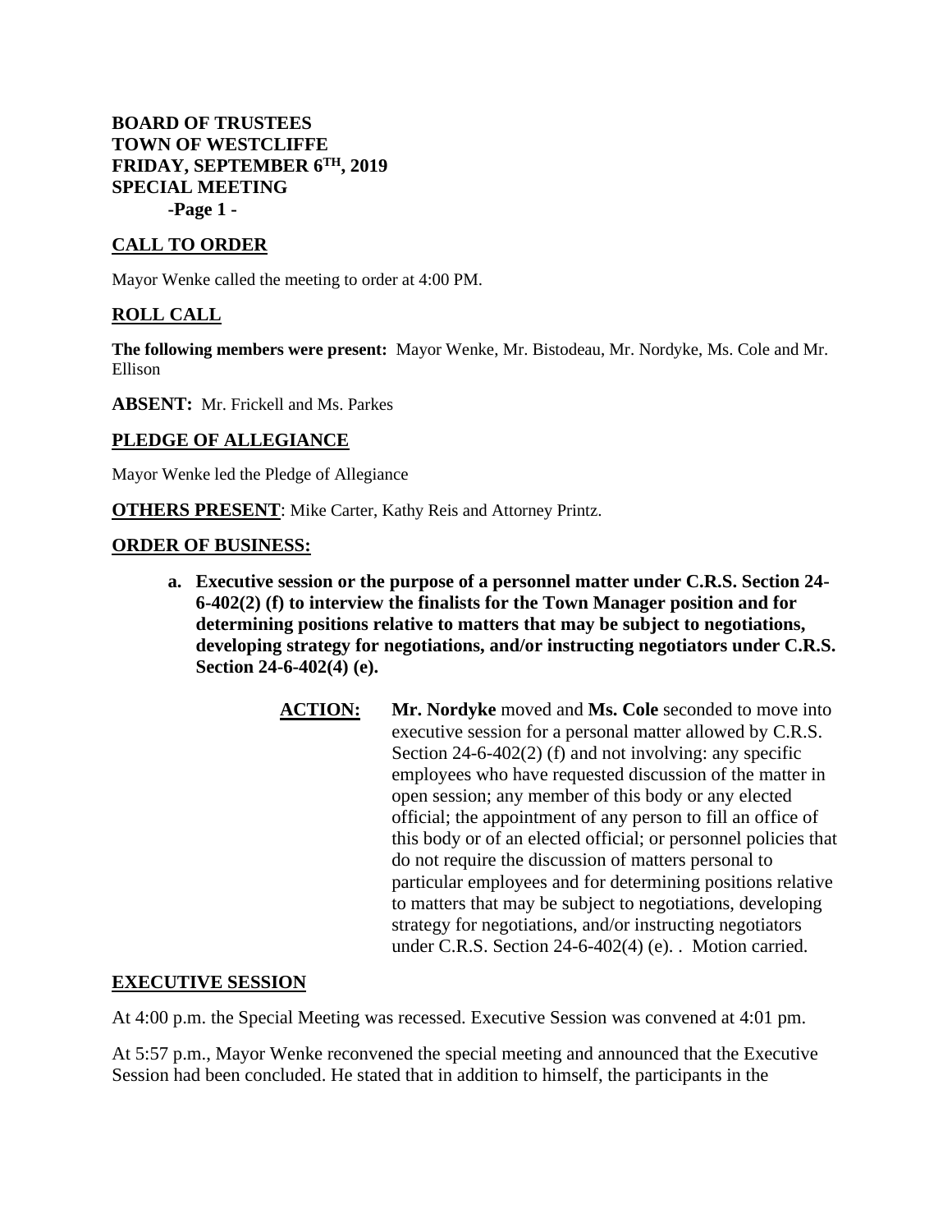**BOARD OF TRUSTEES**
**TOWN OF WESTCLIFFE**
**FRIDAY, SEPTEMBER 6TH, 2019**
**SPECIAL MEETING**

## CALL TO ORDER

Mayor Wenke called the meeting to order at 4:00 PM.

## ROLL CALL

**The following members were present:** Mayor Wenke, Mr. Bistodeau, Mr. Nordyke, Ms. Cole and Mr. Ellison

**ABSENT:** Mr. Frickell and Ms. Parkes

## PLEDGE OF ALLEGIANCE

Mayor Wenke led the Pledge of Allegiance

**OTHERS PRESENT**: Mike Carter, Kathy Reis and Attorney Printz.

## ORDER OF BUSINESS:

**a. Executive session or the purpose of a personnel matter under C.R.S. Section 24-6-402(2) (f) to interview the finalists for the Town Manager position and for determining positions relative to matters that may be subject to negotiations, developing strategy for negotiations, and/or instructing negotiators under C.R.S. Section 24-6-402(4) (e).**

> **ACTION:** **Mr. Nordyke** moved and **Ms. Cole** seconded to move into executive session for a personal matter allowed by C.R.S. Section 24-6-402(2) (f) and not involving: any specific employees who have requested discussion of the matter in open session; any member of this body or any elected official; the appointment of any person to fill an office of this body or of an elected official; or personnel policies that do not require the discussion of matters personal to particular employees and for determining positions relative to matters that may be subject to negotiations, developing strategy for negotiations, and/or instructing negotiators under C.R.S. Section 24-6-402(4) (e). . Motion carried.

## EXECUTIVE SESSION

At 4:00 p.m. the Special Meeting was recessed. Executive Session was convened at 4:01 pm.

At 5:57 p.m., Mayor Wenke reconvened the special meeting and announced that the Executive Session had been concluded. He stated that in addition to himself, the participants in the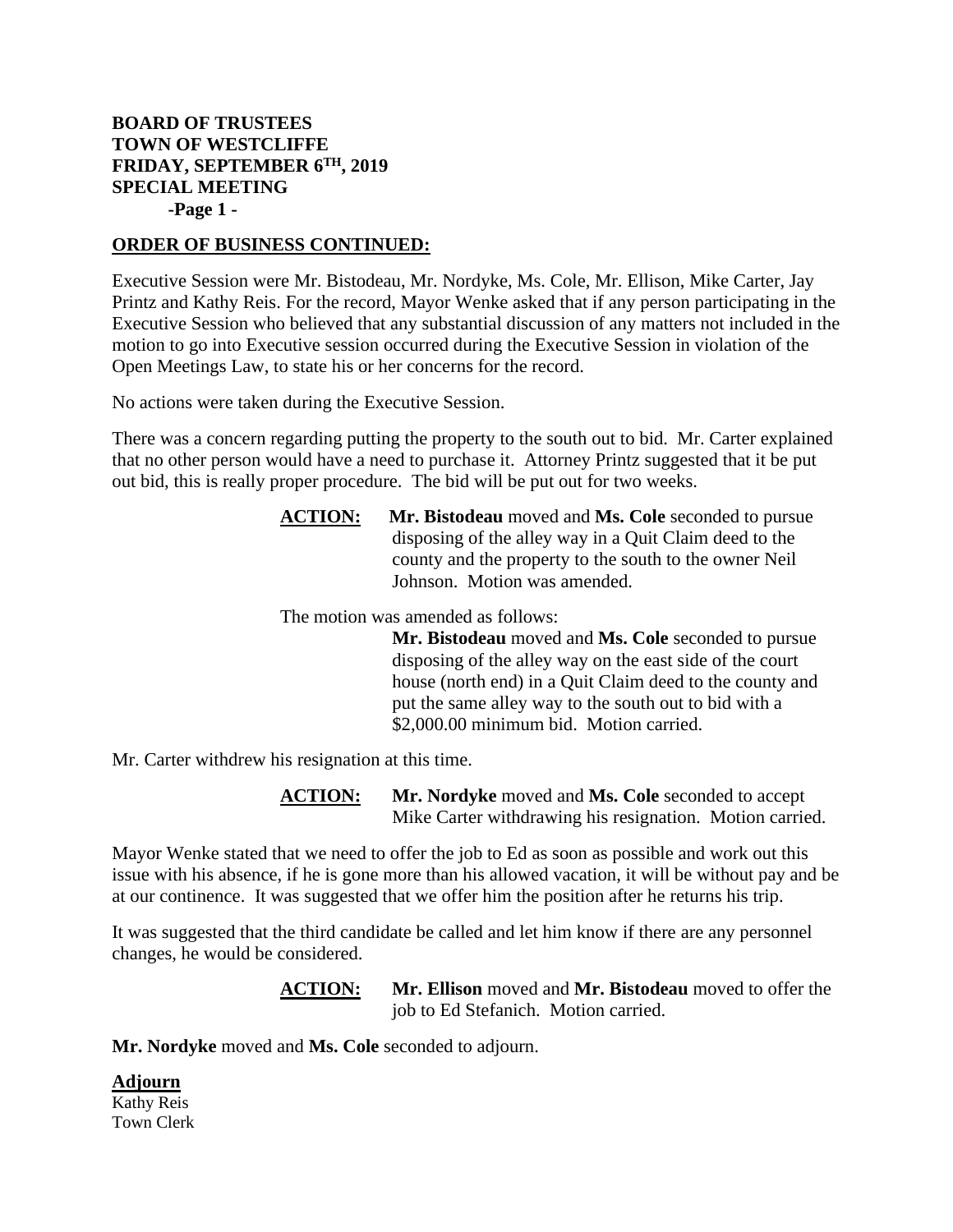**BOARD OF TRUSTEES**
**TOWN OF WESTCLIFFE**
**FRIDAY, SEPTEMBER 6TH, 2019**
**SPECIAL MEETING**
**-Page 1 -**

## ORDER OF BUSINESS CONTINUED:

Executive Session were Mr. Bistodeau, Mr. Nordyke, Ms. Cole, Mr. Ellison, Mike Carter, Jay Printz and Kathy Reis. For the record, Mayor Wenke asked that if any person participating in the Executive Session who believed that any substantial discussion of any matters not included in the motion to go into Executive session occurred during the Executive Session in violation of the Open Meetings Law, to state his or her concerns for the record.

No actions were taken during the Executive Session.

There was a concern regarding putting the property to the south out to bid. Mr. Carter explained that no other person would have a need to purchase it. Attorney Printz suggested that it be put out bid, this is really proper procedure. The bid will be put out for two weeks.

> **ACTION:** **Mr. Bistodeau** moved and **Ms. Cole** seconded to pursue disposing of the alley way in a Quit Claim deed to the county and the property to the south to the owner Neil Johnson. Motion was amended.

The motion was amended as follows:

> **Mr. Bistodeau** moved and **Ms. Cole** seconded to pursue disposing of the alley way on the east side of the court house (north end) in a Quit Claim deed to the county and put the same alley way to the south out to bid with a \$2,000.00 minimum bid. Motion carried.

Mr. Carter withdrew his resignation at this time.

> **ACTION:** **Mr. Nordyke** moved and **Ms. Cole** seconded to accept Mike Carter withdrawing his resignation. Motion carried.

Mayor Wenke stated that we need to offer the job to Ed as soon as possible and work out this issue with his absence, if he is gone more than his allowed vacation, it will be without pay and be at our continence. It was suggested that we offer him the position after he returns his trip.

It was suggested that the third candidate be called and let him know if there are any personnel changes, he would be considered.

> **ACTION:** **Mr. Ellison** moved and **Mr. Bistodeau** moved to offer the job to Ed Stefanich. Motion carried.

**Mr. Nordyke** moved and **Ms. Cole** seconded to adjourn.

**Adjourn**
Kathy Reis
Town Clerk